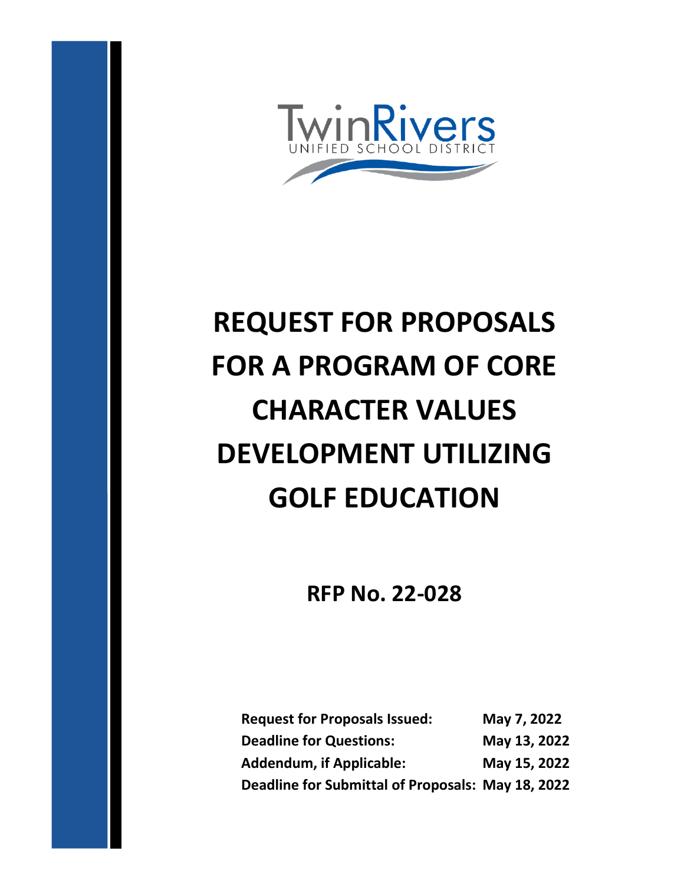TwinRivers

UNIFIED SCHOOL DISTRICT

# REQUEST FOR PROPOSALS FOR A PROGRAM OF CORE CHARACTER VALUES DEVELOPMENT UTILIZING GOLF EDUCATION

## RFP No. 22-028

| | |
|---|---|
| **Request for Proposals Issued:** | **May 7, 2022** |
| **Deadline for Questions:** | **May 13, 2022** |
| **Addendum, if Applicable:** | **May 15, 2022** |
| **Deadline for Submittal of Proposals:** | **May 18, 2022** |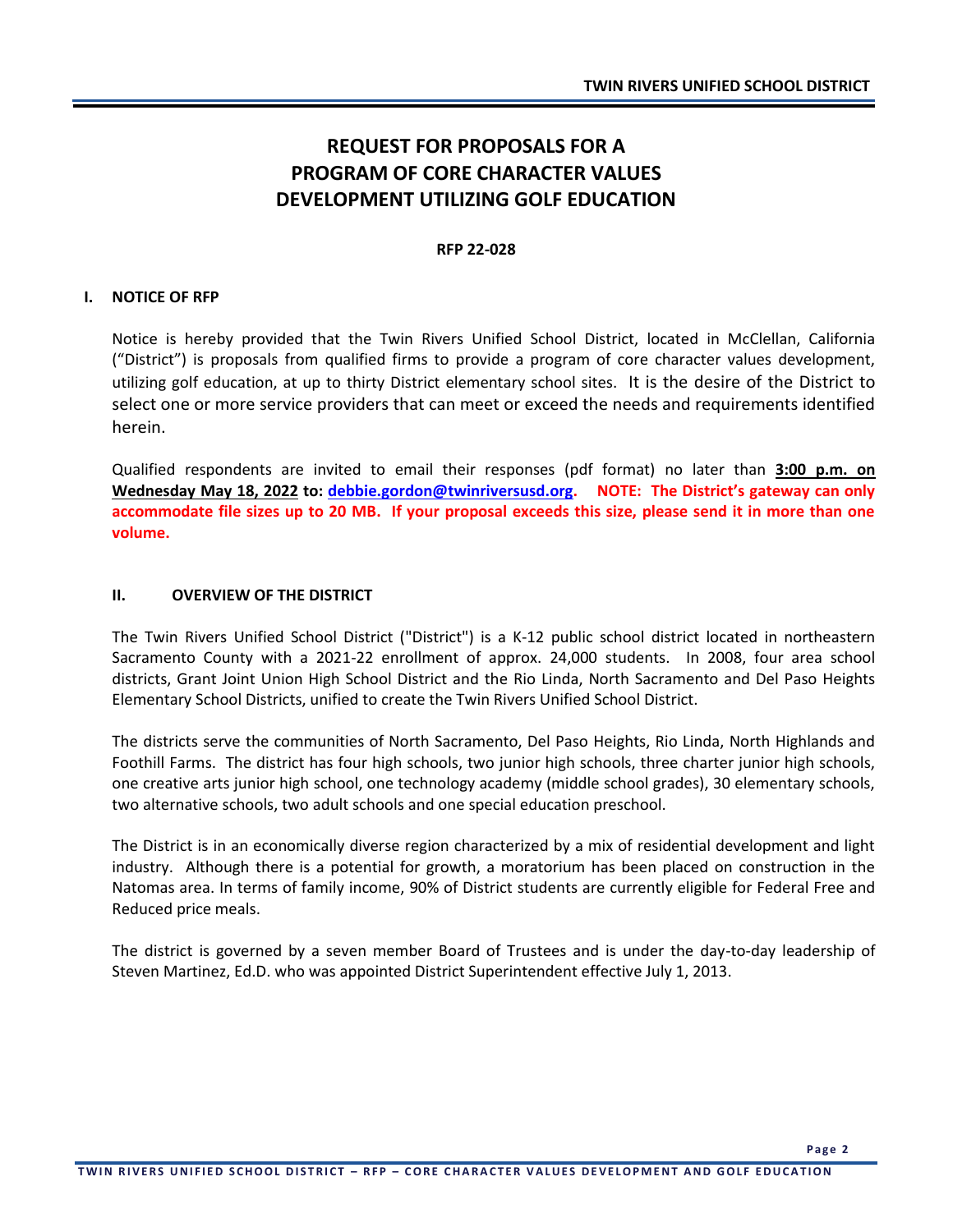# REQUEST FOR PROPOSALS FOR A PROGRAM OF CORE CHARACTER VALUES DEVELOPMENT UTILIZING GOLF EDUCATION

**RFP 22-028**

## I. NOTICE OF RFP

Notice is hereby provided that the Twin Rivers Unified School District, located in McClellan, California ("District") is proposals from qualified firms to provide a program of core character values development, utilizing golf education, at up to thirty District elementary school sites. It is the desire of the District to select one or more service providers that can meet or exceed the needs and requirements identified herein.

Qualified respondents are invited to email their responses (pdf format) no later than **3:00 p.m. on Wednesday May 18, 2022 to: debbie.gordon@twinriversusd.org**. **NOTE: The District's gateway can only accommodate file sizes up to 20 MB. If your proposal exceeds this size, please send it in more than one volume.**

## II. OVERVIEW OF THE DISTRICT

The Twin Rivers Unified School District ("District") is a K-12 public school district located in northeastern Sacramento County with a 2021-22 enrollment of approx. 24,000 students. In 2008, four area school districts, Grant Joint Union High School District and the Rio Linda, North Sacramento and Del Paso Heights Elementary School Districts, unified to create the Twin Rivers Unified School District.

The districts serve the communities of North Sacramento, Del Paso Heights, Rio Linda, North Highlands and Foothill Farms. The district has four high schools, two junior high schools, three charter junior high schools, one creative arts junior high school, one technology academy (middle school grades), 30 elementary schools, two alternative schools, two adult schools and one special education preschool.

The District is in an economically diverse region characterized by a mix of residential development and light industry. Although there is a potential for growth, a moratorium has been placed on construction in the Natomas area. In terms of family income, 90% of District students are currently eligible for Federal Free and Reduced price meals.

The district is governed by a seven member Board of Trustees and is under the day-to-day leadership of Steven Martinez, Ed.D. who was appointed District Superintendent effective July 1, 2013.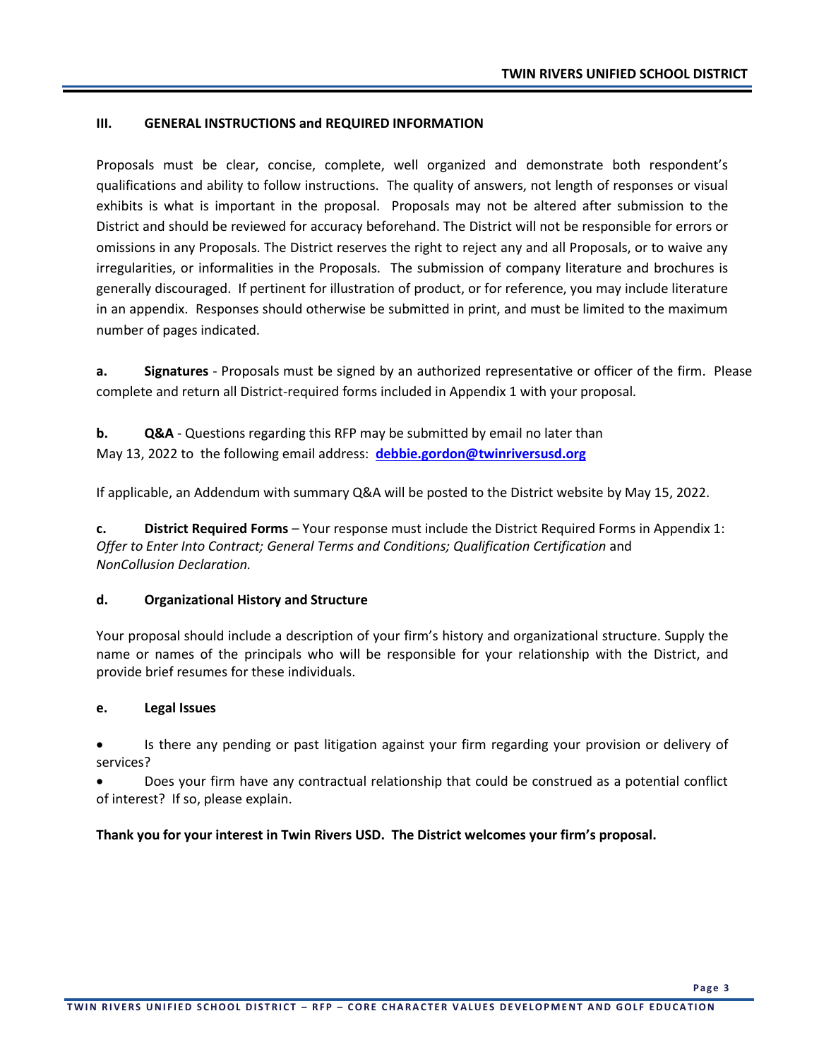## III. GENERAL INSTRUCTIONS and REQUIRED INFORMATION

Proposals must be clear, concise, complete, well organized and demonstrate both respondent's qualifications and ability to follow instructions. The quality of answers, not length of responses or visual exhibits is what is important in the proposal. Proposals may not be altered after submission to the District and should be reviewed for accuracy beforehand. The District will not be responsible for errors or omissions in any Proposals. The District reserves the right to reject any and all Proposals, or to waive any irregularities, or informalities in the Proposals. The submission of company literature and brochures is generally discouraged. If pertinent for illustration of product, or for reference, you may include literature in an appendix. Responses should otherwise be submitted in print, and must be limited to the maximum number of pages indicated.

**a. Signatures** - Proposals must be signed by an authorized representative or officer of the firm. Please complete and return all District-required forms included in Appendix 1 with your proposal.

**b. Q&A** - Questions regarding this RFP may be submitted by email no later than May 13, 2022 to the following email address: **debbie.gordon@twinriversusd.org**

If applicable, an Addendum with summary Q&A will be posted to the District website by May 15, 2022.

**c. District Required Forms** – Your response must include the District Required Forms in Appendix 1: *Offer to Enter Into Contract; General Terms and Conditions; Qualification Certification* and *NonCollusion Declaration.*

**d. Organizational History and Structure**

Your proposal should include a description of your firm's history and organizational structure. Supply the name or names of the principals who will be responsible for your relationship with the District, and provide brief resumes for these individuals.

**e. Legal Issues**

- Is there any pending or past litigation against your firm regarding your provision or delivery of services?
- Does your firm have any contractual relationship that could be construed as a potential conflict of interest? If so, please explain.

**Thank you for your interest in Twin Rivers USD. The District welcomes your firm's proposal.**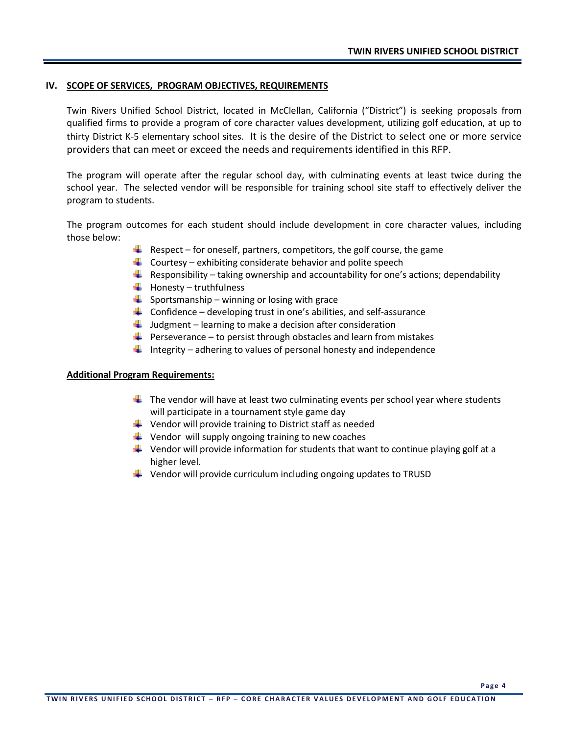## IV. SCOPE OF SERVICES, PROGRAM OBJECTIVES, REQUIREMENTS

Twin Rivers Unified School District, located in McClellan, California ("District") is seeking proposals from qualified firms to provide a program of core character values development, utilizing golf education, at up to thirty District K-5 elementary school sites. It is the desire of the District to select one or more service providers that can meet or exceed the needs and requirements identified in this RFP.

The program will operate after the regular school day, with culminating events at least twice during the school year. The selected vendor will be responsible for training school site staff to effectively deliver the program to students.

The program outcomes for each student should include development in core character values, including those below:

- Respect – for oneself, partners, competitors, the golf course, the game
- Courtesy – exhibiting considerate behavior and polite speech
- Responsibility – taking ownership and accountability for one's actions; dependability
- Honesty – truthfulness
- Sportsmanship – winning or losing with grace
- Confidence – developing trust in one's abilities, and self-assurance
- Judgment – learning to make a decision after consideration
- Perseverance – to persist through obstacles and learn from mistakes
- Integrity – adhering to values of personal honesty and independence

**Additional Program Requirements:**

- The vendor will have at least two culminating events per school year where students will participate in a tournament style game day
- Vendor will provide training to District staff as needed
- Vendor will supply ongoing training to new coaches
- Vendor will provide information for students that want to continue playing golf at a higher level.
- Vendor will provide curriculum including ongoing updates to TRUSD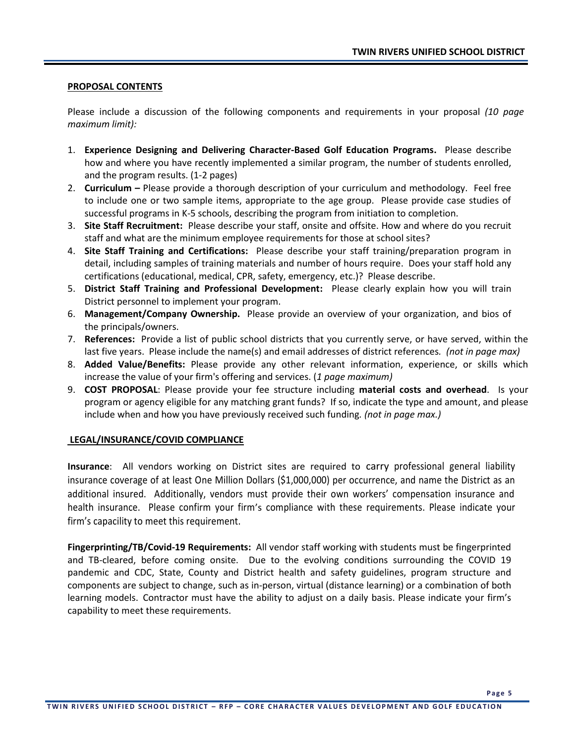**PROPOSAL CONTENTS**

Please include a discussion of the following components and requirements in your proposal *(10 page maximum limit):*

1. **Experience Designing and Delivering Character-Based Golf Education Programs.** Please describe how and where you have recently implemented a similar program, the number of students enrolled, and the program results. (1-2 pages)
2. **Curriculum –** Please provide a thorough description of your curriculum and methodology. Feel free to include one or two sample items, appropriate to the age group. Please provide case studies of successful programs in K-5 schools, describing the program from initiation to completion.
3. **Site Staff Recruitment:** Please describe your staff, onsite and offsite. How and where do you recruit staff and what are the minimum employee requirements for those at school sites?
4. **Site Staff Training and Certifications:** Please describe your staff training/preparation program in detail, including samples of training materials and number of hours require. Does your staff hold any certifications (educational, medical, CPR, safety, emergency, etc.)? Please describe.
5. **District Staff Training and Professional Development:** Please clearly explain how you will train District personnel to implement your program.
6. **Management/Company Ownership.** Please provide an overview of your organization, and bios of the principals/owners.
7. **References:** Provide a list of public school districts that you currently serve, or have served, within the last five years. Please include the name(s) and email addresses of district references. *(not in page max)*
8. **Added Value/Benefits:** Please provide any other relevant information, experience, or skills which increase the value of your firm's offering and services. (*1 page maximum)*
9. **COST PROPOSAL**: Please provide your fee structure including **material costs and overhead**. Is your program or agency eligible for any matching grant funds? If so, indicate the type and amount, and please include when and how you have previously received such funding. *(not in page max.)*

**LEGAL/INSURANCE/COVID COMPLIANCE**

**Insurance**: All vendors working on District sites are required to carry professional general liability insurance coverage of at least One Million Dollars ($1,000,000) per occurrence, and name the District as an additional insured. Additionally, vendors must provide their own workers' compensation insurance and health insurance. Please confirm your firm's compliance with these requirements. Please indicate your firm's capacity to meet this requirement.

**Fingerprinting/TB/Covid-19 Requirements:** All vendor staff working with students must be fingerprinted and TB-cleared, before coming onsite. Due to the evolving conditions surrounding the COVID 19 pandemic and CDC, State, County and District health and safety guidelines, program structure and components are subject to change, such as in-person, virtual (distance learning) or a combination of both learning models. Contractor must have the ability to adjust on a daily basis. Please indicate your firm's capability to meet these requirements.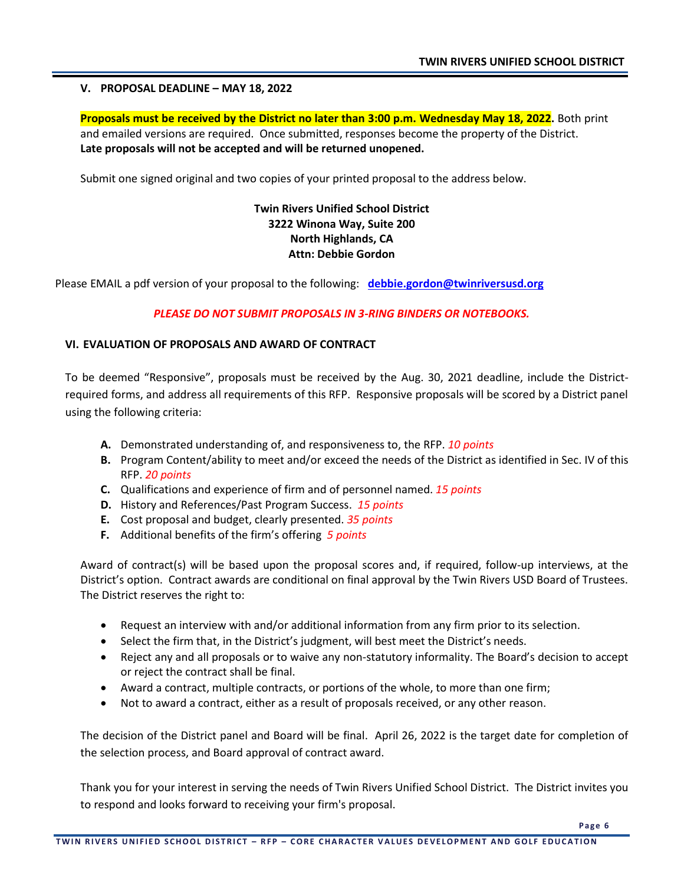## V. PROPOSAL DEADLINE – MAY 18, 2022

**Proposals must be received by the District no later than 3:00 p.m. Wednesday May 18, 2022.** Both print and emailed versions are required. Once submitted, responses become the property of the District. **Late proposals will not be accepted and will be returned unopened.**

Submit one signed original and two copies of your printed proposal to the address below.

**Twin Rivers Unified School District**
**3222 Winona Way, Suite 200**
**North Highlands, CA**
**Attn: Debbie Gordon**

Please EMAIL a pdf version of your proposal to the following: **debbie.gordon@twinriversusd.org**

***PLEASE DO NOT SUBMIT PROPOSALS IN 3-RING BINDERS OR NOTEBOOKS.***

## VI. EVALUATION OF PROPOSALS AND AWARD OF CONTRACT

To be deemed "Responsive", proposals must be received by the Aug. 30, 2021 deadline, include the District-required forms, and address all requirements of this RFP. Responsive proposals will be scored by a District panel using the following criteria:

- **A.** Demonstrated understanding of, and responsiveness to, the RFP. *10 points*
- **B.** Program Content/ability to meet and/or exceed the needs of the District as identified in Sec. IV of this RFP. *20 points*
- **C.** Qualifications and experience of firm and of personnel named. *15 points*
- **D.** History and References/Past Program Success. *15 points*
- **E.** Cost proposal and budget, clearly presented. *35 points*
- **F.** Additional benefits of the firm's offering *5 points*

Award of contract(s) will be based upon the proposal scores and, if required, follow-up interviews, at the District's option. Contract awards are conditional on final approval by the Twin Rivers USD Board of Trustees. The District reserves the right to:

- Request an interview with and/or additional information from any firm prior to its selection.
- Select the firm that, in the District's judgment, will best meet the District's needs.
- Reject any and all proposals or to waive any non-statutory informality. The Board's decision to accept or reject the contract shall be final.
- Award a contract, multiple contracts, or portions of the whole, to more than one firm;
- Not to award a contract, either as a result of proposals received, or any other reason.

The decision of the District panel and Board will be final. April 26, 2022 is the target date for completion of the selection process, and Board approval of contract award.

Thank you for your interest in serving the needs of Twin Rivers Unified School District. The District invites you to respond and looks forward to receiving your firm's proposal.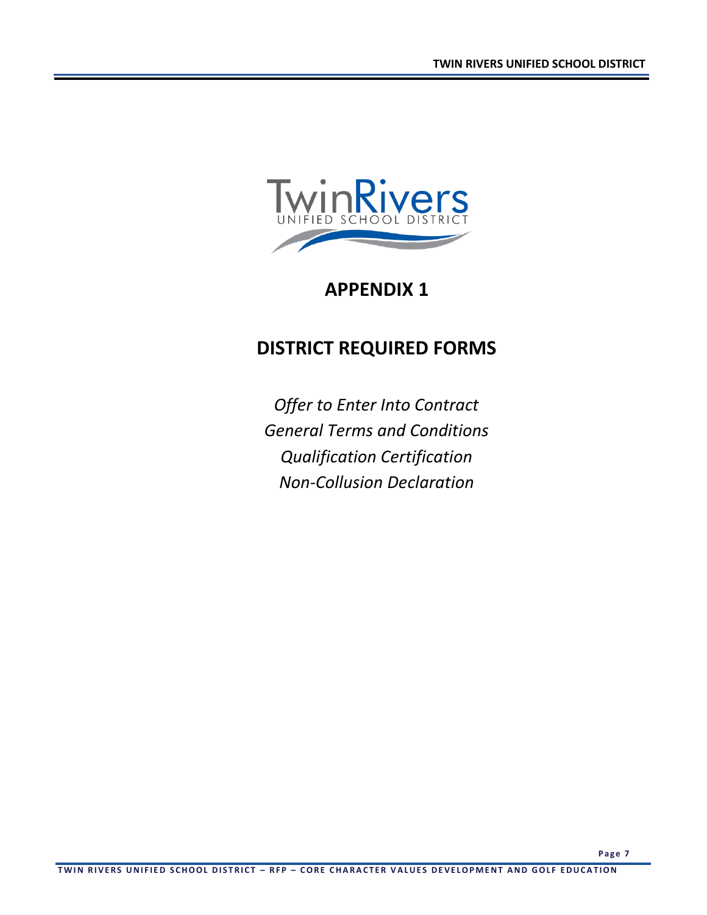# APPENDIX 1

## DISTRICT REQUIRED FORMS

*Offer to Enter Into Contract*
*General Terms and Conditions*
*Qualification Certification*
*Non-Collusion Declaration*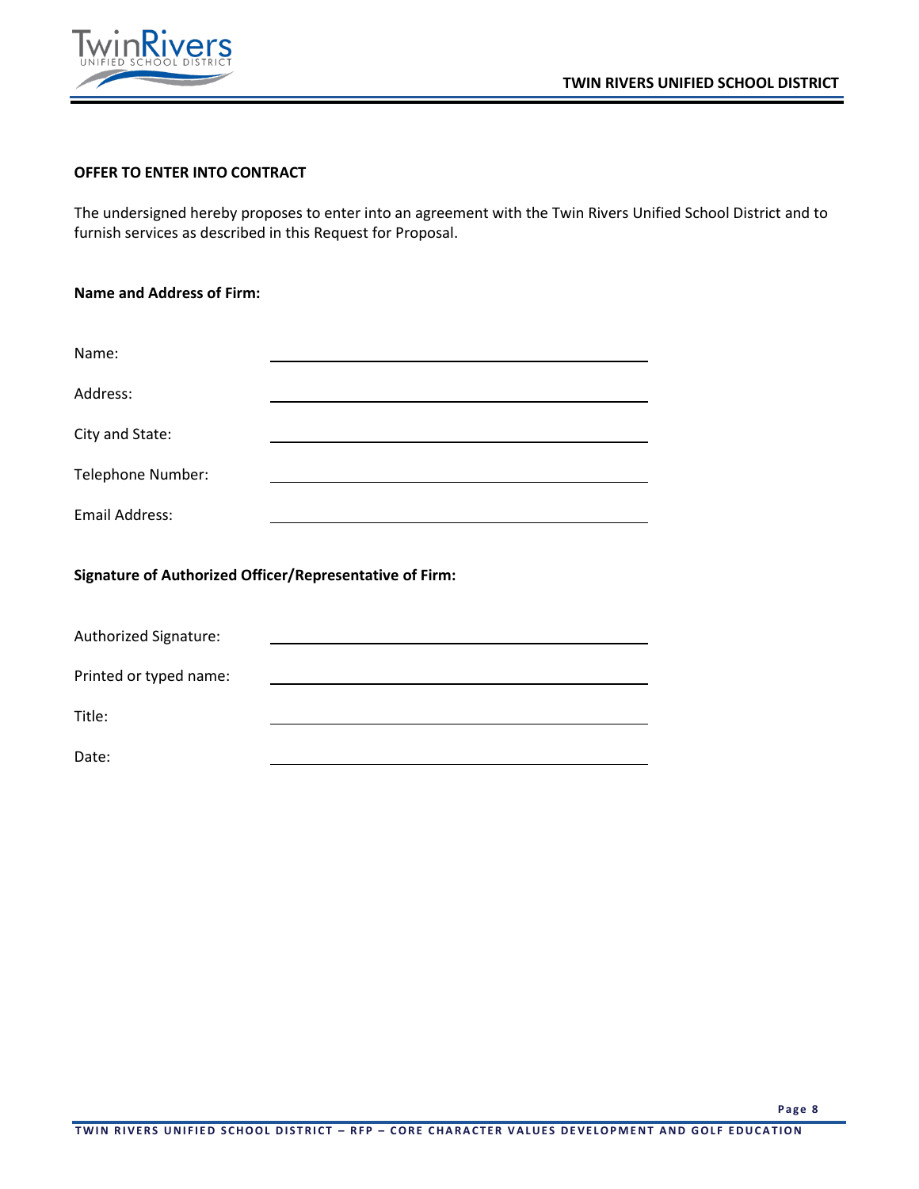**OFFER TO ENTER INTO CONTRACT**

The undersigned hereby proposes to enter into an agreement with the Twin Rivers Unified School District and to furnish services as described in this Request for Proposal.

**Name and Address of Firm:**

Name: \_\_\_\_\_\_\_\_\_\_\_\_\_\_\_\_\_\_\_\_\_\_\_\_\_\_\_\_\_\_\_\_\_\_\_\_

Address: \_\_\_\_\_\_\_\_\_\_\_\_\_\_\_\_\_\_\_\_\_\_\_\_\_\_\_\_\_\_\_\_\_\_\_\_

City and State: \_\_\_\_\_\_\_\_\_\_\_\_\_\_\_\_\_\_\_\_\_\_\_\_\_\_\_\_\_\_\_\_\_\_\_\_

Telephone Number: \_\_\_\_\_\_\_\_\_\_\_\_\_\_\_\_\_\_\_\_\_\_\_\_\_\_\_\_\_\_\_\_\_\_\_\_

Email Address: \_\_\_\_\_\_\_\_\_\_\_\_\_\_\_\_\_\_\_\_\_\_\_\_\_\_\_\_\_\_\_\_\_\_\_\_

**Signature of Authorized Officer/Representative of Firm:**

Authorized Signature: \_\_\_\_\_\_\_\_\_\_\_\_\_\_\_\_\_\_\_\_\_\_\_\_\_\_\_\_\_\_\_\_\_\_\_\_

Printed or typed name: \_\_\_\_\_\_\_\_\_\_\_\_\_\_\_\_\_\_\_\_\_\_\_\_\_\_\_\_\_\_\_\_\_\_\_\_

Title: \_\_\_\_\_\_\_\_\_\_\_\_\_\_\_\_\_\_\_\_\_\_\_\_\_\_\_\_\_\_\_\_\_\_\_\_

Date: \_\_\_\_\_\_\_\_\_\_\_\_\_\_\_\_\_\_\_\_\_\_\_\_\_\_\_\_\_\_\_\_\_\_\_\_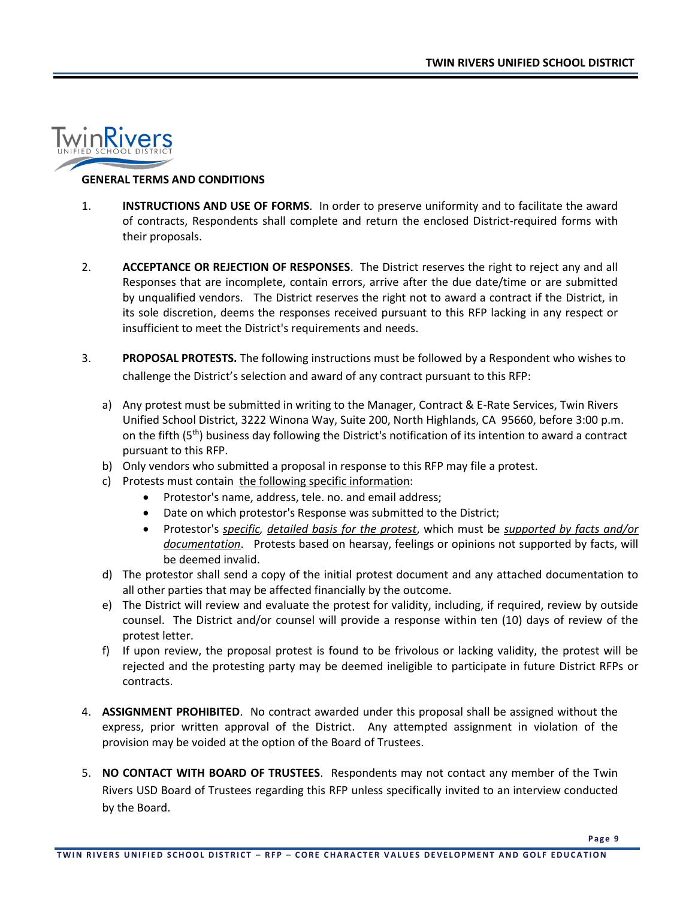## GENERAL TERMS AND CONDITIONS

1. **INSTRUCTIONS AND USE OF FORMS**. In order to preserve uniformity and to facilitate the award of contracts, Respondents shall complete and return the enclosed District-required forms with their proposals.

2. **ACCEPTANCE OR REJECTION OF RESPONSES**. The District reserves the right to reject any and all Responses that are incomplete, contain errors, arrive after the due date/time or are submitted by unqualified vendors. The District reserves the right not to award a contract if the District, in its sole discretion, deems the responses received pursuant to this RFP lacking in any respect or insufficient to meet the District's requirements and needs.

3. **PROPOSAL PROTESTS.** The following instructions must be followed by a Respondent who wishes to challenge the District's selection and award of any contract pursuant to this RFP:

   a) Any protest must be submitted in writing to the Manager, Contract & E-Rate Services, Twin Rivers Unified School District, 3222 Winona Way, Suite 200, North Highlands, CA 95660, before 3:00 p.m. on the fifth (5th) business day following the District's notification of its intention to award a contract pursuant to this RFP.
   b) Only vendors who submitted a proposal in response to this RFP may file a protest.
   c) Protests must contain the following specific information:
      - Protestor's name, address, tele. no. and email address;
      - Date on which protestor's Response was submitted to the District;
      - Protestor's *specific, detailed basis for the protest*, which must be *supported by facts and/or documentation*. Protests based on hearsay, feelings or opinions not supported by facts, will be deemed invalid.
   d) The protestor shall send a copy of the initial protest document and any attached documentation to all other parties that may be affected financially by the outcome.
   e) The District will review and evaluate the protest for validity, including, if required, review by outside counsel. The District and/or counsel will provide a response within ten (10) days of review of the protest letter.
   f) If upon review, the proposal protest is found to be frivolous or lacking validity, the protest will be rejected and the protesting party may be deemed ineligible to participate in future District RFPs or contracts.

4. **ASSIGNMENT PROHIBITED**. No contract awarded under this proposal shall be assigned without the express, prior written approval of the District. Any attempted assignment in violation of the provision may be voided at the option of the Board of Trustees.

5. **NO CONTACT WITH BOARD OF TRUSTEES**. Respondents may not contact any member of the Twin Rivers USD Board of Trustees regarding this RFP unless specifically invited to an interview conducted by the Board.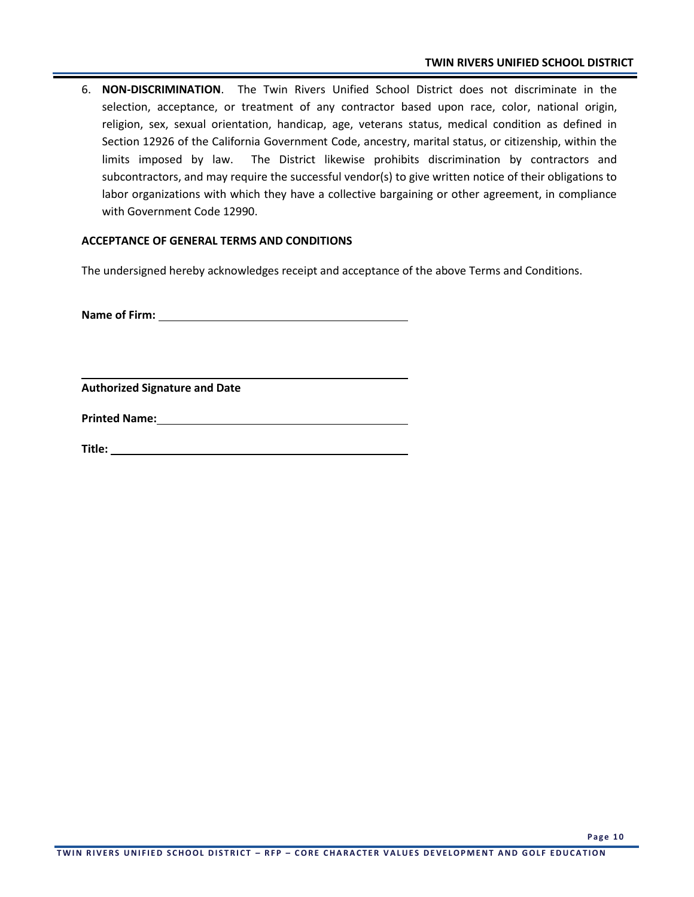6. **NON-DISCRIMINATION**. The Twin Rivers Unified School District does not discriminate in the selection, acceptance, or treatment of any contractor based upon race, color, national origin, religion, sex, sexual orientation, handicap, age, veterans status, medical condition as defined in Section 12926 of the California Government Code, ancestry, marital status, or citizenship, within the limits imposed by law. The District likewise prohibits discrimination by contractors and subcontractors, and may require the successful vendor(s) to give written notice of their obligations to labor organizations with which they have a collective bargaining or other agreement, in compliance with Government Code 12990.

**ACCEPTANCE OF GENERAL TERMS AND CONDITIONS**

The undersigned hereby acknowledges receipt and acceptance of the above Terms and Conditions.

**Name of Firm:** ________________________________________

________________________________________

**Authorized Signature and Date**

**Printed Name:** ________________________________________

**Title:** ________________________________________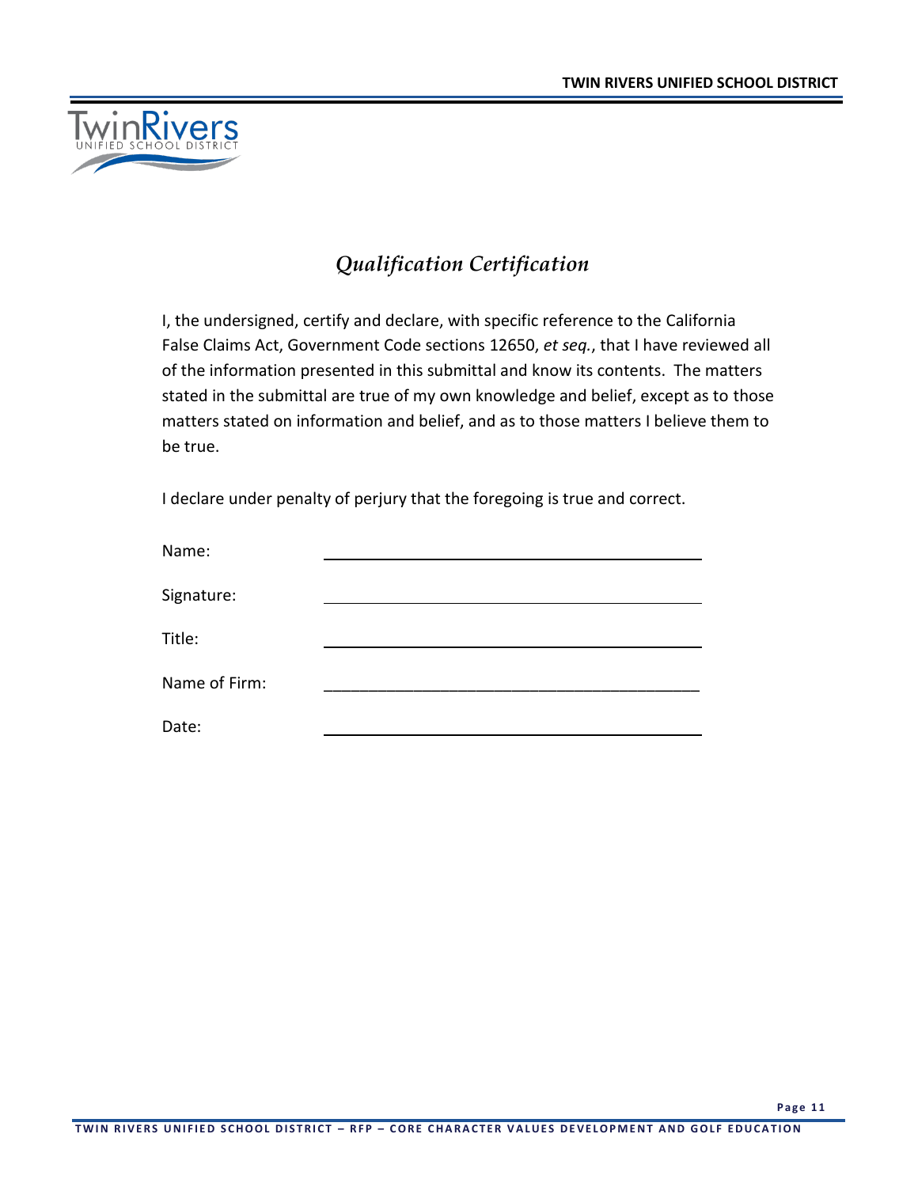## *Qualification Certification*

I, the undersigned, certify and declare, with specific reference to the California False Claims Act, Government Code sections 12650, *et seq.*, that I have reviewed all of the information presented in this submittal and know its contents. The matters stated in the submittal are true of my own knowledge and belief, except as to those matters stated on information and belief, and as to those matters I believe them to be true.

I declare under penalty of perjury that the foregoing is true and correct.

Name: ____________________________________________

Signature: ____________________________________________

Title: ____________________________________________

Name of Firm: ____________________________________________

Date: ____________________________________________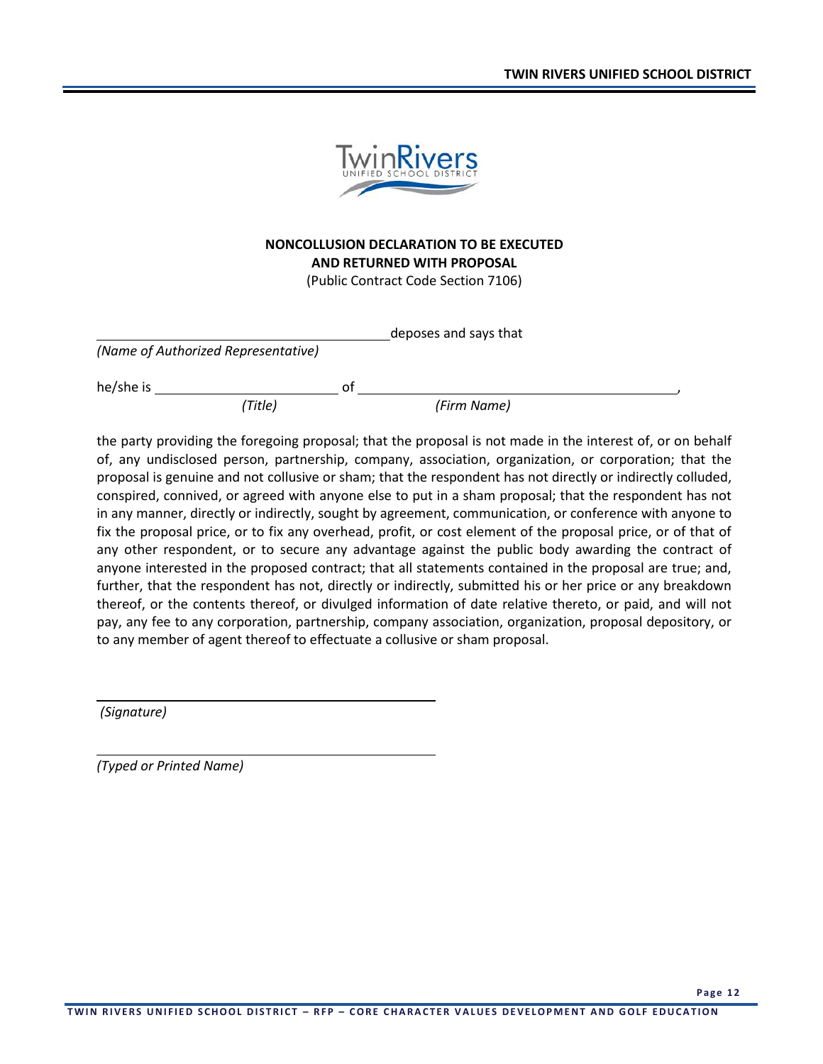**NONCOLLUSION DECLARATION TO BE EXECUTED AND RETURNED WITH PROPOSAL**

(Public Contract Code Section 7106)

\_\_\_\_\_\_\_\_\_\_\_\_\_\_\_\_\_\_\_\_\_\_\_\_\_\_\_\_\_\_\_\_\_\_\_\_ deposes and says that
*(Name of Authorized Representative)*

he/she is \_\_\_\_\_\_\_\_\_\_\_\_\_\_\_\_\_\_\_\_\_\_ of \_\_\_\_\_\_\_\_\_\_\_\_\_\_\_\_\_\_\_\_\_\_\_\_\_\_\_\_\_\_\_\_\_\_\_\_\_\_\_\_,
*(Title)* *(Firm Name)*

the party providing the foregoing proposal; that the proposal is not made in the interest of, or on behalf of, any undisclosed person, partnership, company, association, organization, or corporation; that the proposal is genuine and not collusive or sham; that the respondent has not directly or indirectly colluded, conspired, connived, or agreed with anyone else to put in a sham proposal; that the respondent has not in any manner, directly or indirectly, sought by agreement, communication, or conference with anyone to fix the proposal price, or to fix any overhead, profit, or cost element of the proposal price, or of that of any other respondent, or to secure any advantage against the public body awarding the contract of anyone interested in the proposed contract; that all statements contained in the proposal are true; and, further, that the respondent has not, directly or indirectly, submitted his or her price or any breakdown thereof, or the contents thereof, or divulged information of date relative thereto, or paid, and will not pay, any fee to any corporation, partnership, company association, organization, proposal depository, or to any member of agent thereof to effectuate a collusive or sham proposal.

\_\_\_\_\_\_\_\_\_\_\_\_\_\_\_\_\_\_\_\_\_\_\_\_\_\_\_\_\_\_\_\_\_\_\_\_\_\_\_\_
*(Signature)*

\_\_\_\_\_\_\_\_\_\_\_\_\_\_\_\_\_\_\_\_\_\_\_\_\_\_\_\_\_\_\_\_\_\_\_\_\_\_\_\_
*(Typed or Printed Name)*